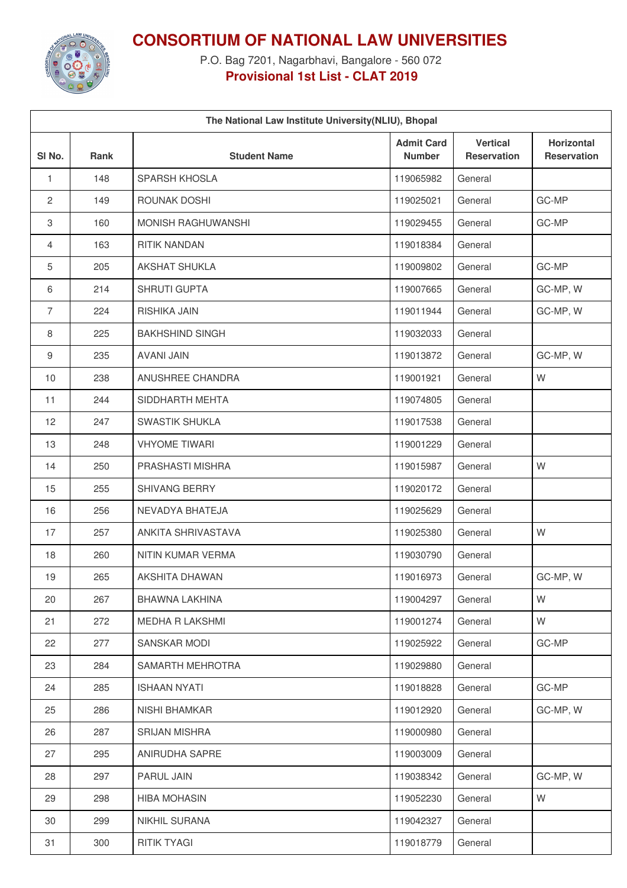# CONSORTIUM OF NATIONAL LAW UNIVERSITIES

P.O. Bag 7201, Nagarbhavi, Bangalore - 560 072

**Provisional 1st List - CLAT 2019**

| The National Law Institute University(NLIU), Bhopal | | | | | |
|---|---|---|---|---|---|
| Sl No. | Rank | Student Name | Admit Card Number | Vertical Reservation | Horizontal Reservation |
| 1 | 148 | SPARSH KHOSLA | 119065982 | General | |
| 2 | 149 | ROUNAK DOSHI | 119025021 | General | GC-MP |
| 3 | 160 | MONISH RAGHUWANSHI | 119029455 | General | GC-MP |
| 4 | 163 | RITIK NANDAN | 119018384 | General | |
| 5 | 205 | AKSHAT SHUKLA | 119009802 | General | GC-MP |
| 6 | 214 | SHRUTI GUPTA | 119007665 | General | GC-MP, W |
| 7 | 224 | RISHIKA JAIN | 119011944 | General | GC-MP, W |
| 8 | 225 | BAKHSHIND SINGH | 119032033 | General | |
| 9 | 235 | AVANI JAIN | 119013872 | General | GC-MP, W |
| 10 | 238 | ANUSHREE CHANDRA | 119001921 | General | W |
| 11 | 244 | SIDDHARTH MEHTA | 119074805 | General | |
| 12 | 247 | SWASTIK SHUKLA | 119017538 | General | |
| 13 | 248 | VHYOME TIWARI | 119001229 | General | |
| 14 | 250 | PRASHASTI MISHRA | 119015987 | General | W |
| 15 | 255 | SHIVANG BERRY | 119020172 | General | |
| 16 | 256 | NEVADYA BHATEJA | 119025629 | General | |
| 17 | 257 | ANKITA SHRIVASTAVA | 119025380 | General | W |
| 18 | 260 | NITIN KUMAR VERMA | 119030790 | General | |
| 19 | 265 | AKSHITA DHAWAN | 119016973 | General | GC-MP, W |
| 20 | 267 | BHAWNA LAKHINA | 119004297 | General | W |
| 21 | 272 | MEDHA R LAKSHMI | 119001274 | General | W |
| 22 | 277 | SANSKAR MODI | 119025922 | General | GC-MP |
| 23 | 284 | SAMARTH MEHROTRA | 119029880 | General | |
| 24 | 285 | ISHAAN NYATI | 119018828 | General | GC-MP |
| 25 | 286 | NISHI BHAMKAR | 119012920 | General | GC-MP, W |
| 26 | 287 | SRIJAN MISHRA | 119000980 | General | |
| 27 | 295 | ANIRUDHA SAPRE | 119003009 | General | |
| 28 | 297 | PARUL JAIN | 119038342 | General | GC-MP, W |
| 29 | 298 | HIBA MOHASIN | 119052230 | General | W |
| 30 | 299 | NIKHIL SURANA | 119042327 | General | |
| 31 | 300 | RITIK TYAGI | 119018779 | General | |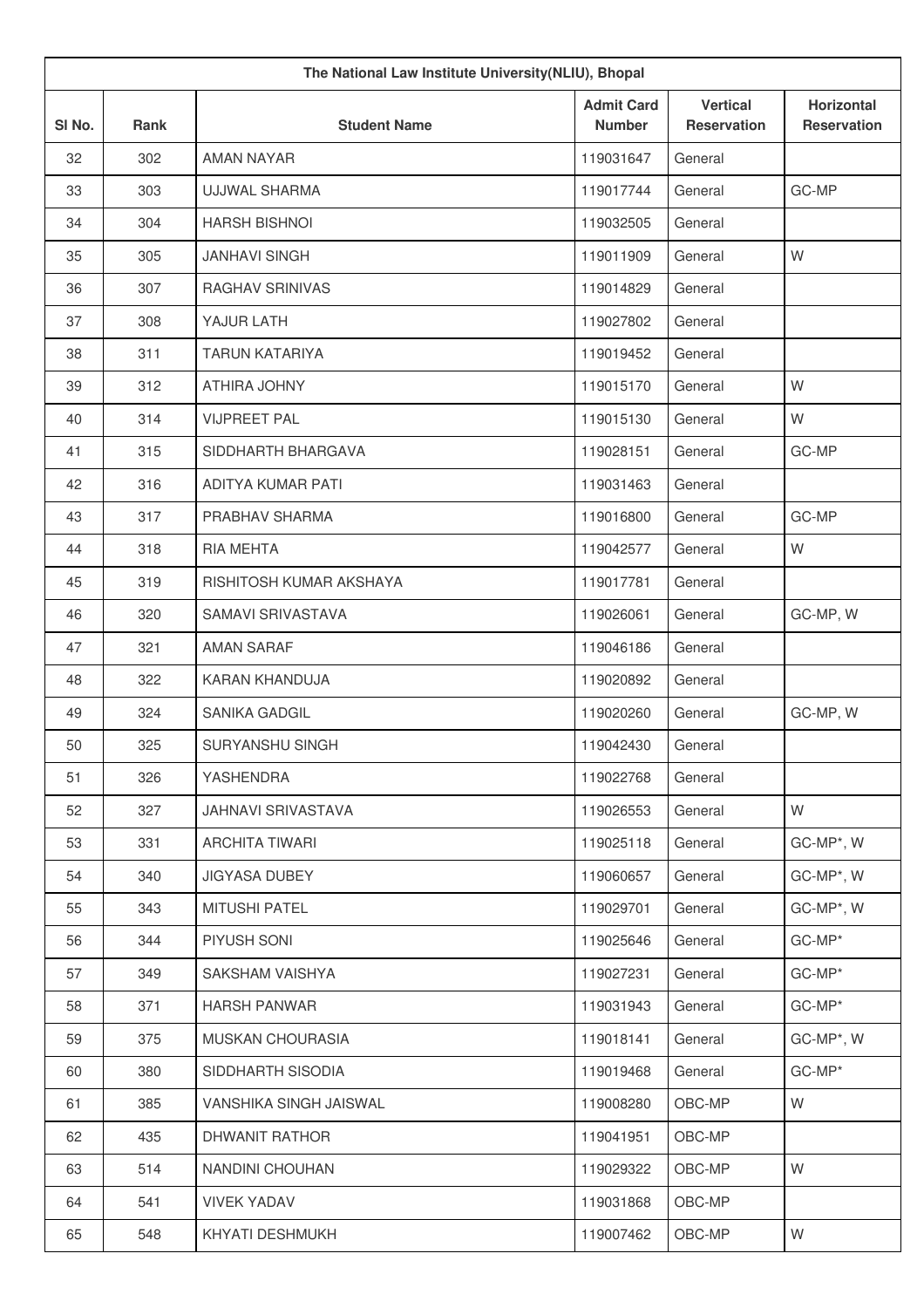| The National Law Institute University(NLIU), Bhopal | | | | | |
|---|---|---|---|---|---|
| Sl No. | Rank | Student Name | Admit Card Number | Vertical Reservation | Horizontal Reservation |
| 32 | 302 | AMAN NAYAR | 119031647 | General | |
| 33 | 303 | UJJWAL SHARMA | 119017744 | General | GC-MP |
| 34 | 304 | HARSH BISHNOI | 119032505 | General | |
| 35 | 305 | JANHAVI SINGH | 119011909 | General | W |
| 36 | 307 | RAGHAV SRINIVAS | 119014829 | General | |
| 37 | 308 | YAJUR LATH | 119027802 | General | |
| 38 | 311 | TARUN KATARIYA | 119019452 | General | |
| 39 | 312 | ATHIRA JOHNY | 119015170 | General | W |
| 40 | 314 | VIJPREET PAL | 119015130 | General | W |
| 41 | 315 | SIDDHARTH BHARGAVA | 119028151 | General | GC-MP |
| 42 | 316 | ADITYA KUMAR PATI | 119031463 | General | |
| 43 | 317 | PRABHAV SHARMA | 119016800 | General | GC-MP |
| 44 | 318 | RIA MEHTA | 119042577 | General | W |
| 45 | 319 | RISHITOSH KUMAR AKSHAYA | 119017781 | General | |
| 46 | 320 | SAMAVI SRIVASTAVA | 119026061 | General | GC-MP, W |
| 47 | 321 | AMAN SARAF | 119046186 | General | |
| 48 | 322 | KARAN KHANDUJA | 119020892 | General | |
| 49 | 324 | SANIKA GADGIL | 119020260 | General | GC-MP, W |
| 50 | 325 | SURYANSHU SINGH | 119042430 | General | |
| 51 | 326 | YASHENDRA | 119022768 | General | |
| 52 | 327 | JAHNAVI SRIVASTAVA | 119026553 | General | W |
| 53 | 331 | ARCHITA TIWARI | 119025118 | General | GC-MP*, W |
| 54 | 340 | JIGYASA DUBEY | 119060657 | General | GC-MP*, W |
| 55 | 343 | MITUSHI PATEL | 119029701 | General | GC-MP*, W |
| 56 | 344 | PIYUSH SONI | 119025646 | General | GC-MP* |
| 57 | 349 | SAKSHAM VAISHYA | 119027231 | General | GC-MP* |
| 58 | 371 | HARSH PANWAR | 119031943 | General | GC-MP* |
| 59 | 375 | MUSKAN CHOURASIA | 119018141 | General | GC-MP*, W |
| 60 | 380 | SIDDHARTH SISODIA | 119019468 | General | GC-MP* |
| 61 | 385 | VANSHIKA SINGH JAISWAL | 119008280 | OBC-MP | W |
| 62 | 435 | DHWANIT RATHOR | 119041951 | OBC-MP | |
| 63 | 514 | NANDINI CHOUHAN | 119029322 | OBC-MP | W |
| 64 | 541 | VIVEK YADAV | 119031868 | OBC-MP | |
| 65 | 548 | KHYATI DESHMUKH | 119007462 | OBC-MP | W |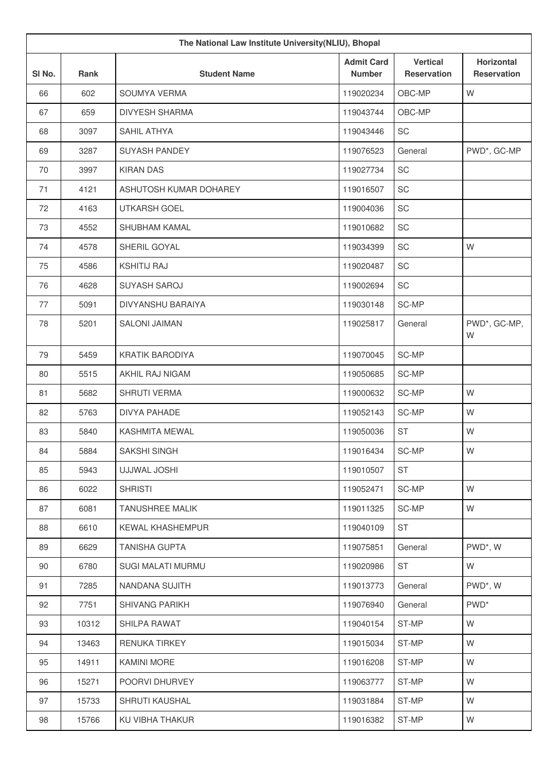| The National Law Institute University(NLIU), Bhopal | | | | | |
|---|---|---|---|---|---|
| Sl No. | Rank | Student Name | Admit Card Number | Vertical Reservation | Horizontal Reservation |
| 66 | 602 | SOUMYA VERMA | 119020234 | OBC-MP | W |
| 67 | 659 | DIVYESH SHARMA | 119043744 | OBC-MP | |
| 68 | 3097 | SAHIL ATHYA | 119043446 | SC | |
| 69 | 3287 | SUYASH PANDEY | 119076523 | General | PWD*, GC-MP |
| 70 | 3997 | KIRAN DAS | 119027734 | SC | |
| 71 | 4121 | ASHUTOSH KUMAR DOHAREY | 119016507 | SC | |
| 72 | 4163 | UTKARSH GOEL | 119004036 | SC | |
| 73 | 4552 | SHUBHAM KAMAL | 119010682 | SC | |
| 74 | 4578 | SHERIL GOYAL | 119034399 | SC | W |
| 75 | 4586 | KSHITIJ RAJ | 119020487 | SC | |
| 76 | 4628 | SUYASH SAROJ | 119002694 | SC | |
| 77 | 5091 | DIVYANSHU BARAIYA | 119030148 | SC-MP | |
| 78 | 5201 | SALONI JAIMAN | 119025817 | General | PWD*, GC-MP, W |
| 79 | 5459 | KRATIK BARODIYA | 119070045 | SC-MP | |
| 80 | 5515 | AKHIL RAJ NIGAM | 119050685 | SC-MP | |
| 81 | 5682 | SHRUTI VERMA | 119000632 | SC-MP | W |
| 82 | 5763 | DIVYA PAHADE | 119052143 | SC-MP | W |
| 83 | 5840 | KASHMITA MEWAL | 119050036 | ST | W |
| 84 | 5884 | SAKSHI SINGH | 119016434 | SC-MP | W |
| 85 | 5943 | UJJWAL JOSHI | 119010507 | ST | |
| 86 | 6022 | SHRISTI | 119052471 | SC-MP | W |
| 87 | 6081 | TANUSHREE MALIK | 119011325 | SC-MP | W |
| 88 | 6610 | KEWAL KHASHEMPUR | 119040109 | ST | |
| 89 | 6629 | TANISHA GUPTA | 119075851 | General | PWD*, W |
| 90 | 6780 | SUGI MALATI MURMU | 119020986 | ST | W |
| 91 | 7285 | NANDANA SUJITH | 119013773 | General | PWD*, W |
| 92 | 7751 | SHIVANG PARIKH | 119076940 | General | PWD* |
| 93 | 10312 | SHILPA RAWAT | 119040154 | ST-MP | W |
| 94 | 13463 | RENUKA TIRKEY | 119015034 | ST-MP | W |
| 95 | 14911 | KAMINI MORE | 119016208 | ST-MP | W |
| 96 | 15271 | POORVI DHURVEY | 119063777 | ST-MP | W |
| 97 | 15733 | SHRUTI KAUSHAL | 119031884 | ST-MP | W |
| 98 | 15766 | KU VIBHA THAKUR | 119016382 | ST-MP | W |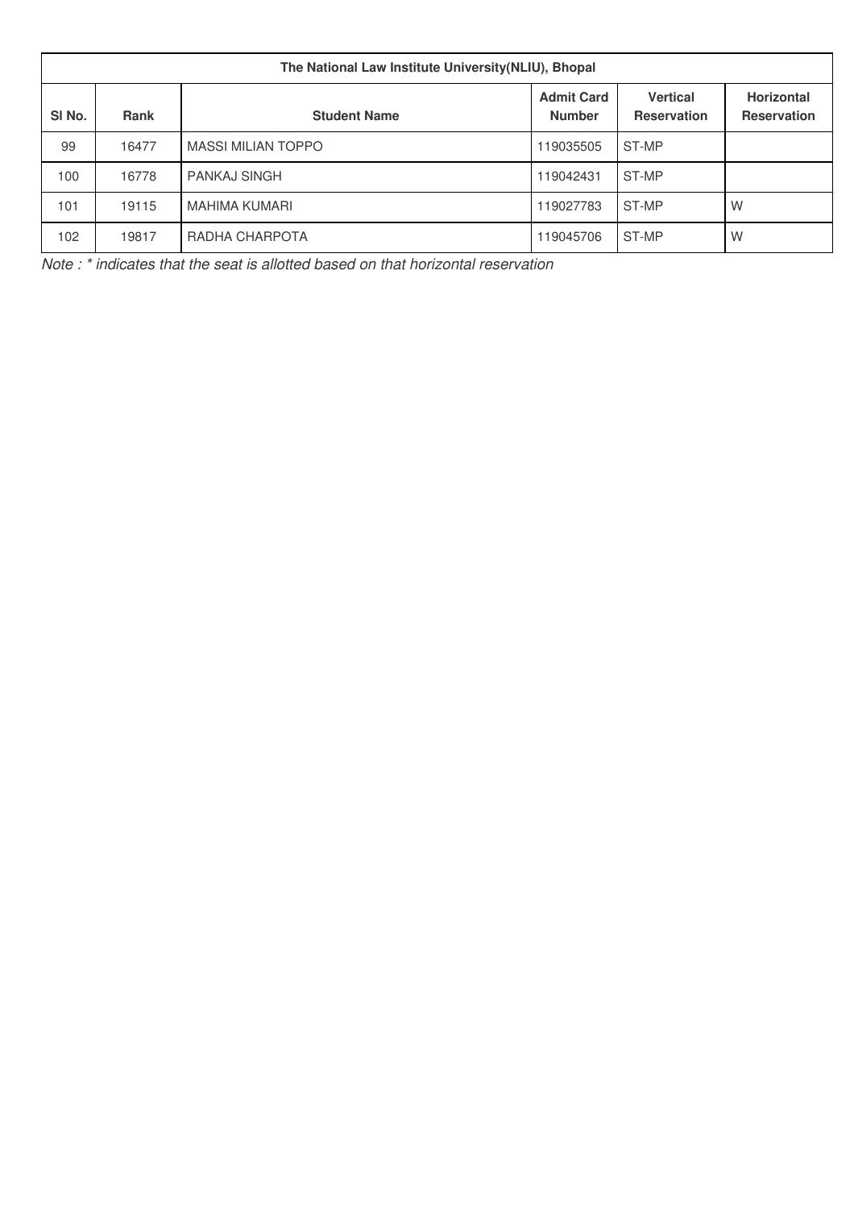| The National Law Institute University(NLIU), Bhopal | | | | | |
|---|---|---|---|---|---|
| Sl No. | Rank | Student Name | Admit Card Number | Vertical Reservation | Horizontal Reservation |
| 99 | 16477 | MASSI MILIAN TOPPO | 119035505 | ST-MP | |
| 100 | 16778 | PANKAJ SINGH | 119042431 | ST-MP | |
| 101 | 19115 | MAHIMA KUMARI | 119027783 | ST-MP | W |
| 102 | 19817 | RADHA CHARPOTA | 119045706 | ST-MP | W |

*Note : * indicates that the seat is allotted based on that horizontal reservation*